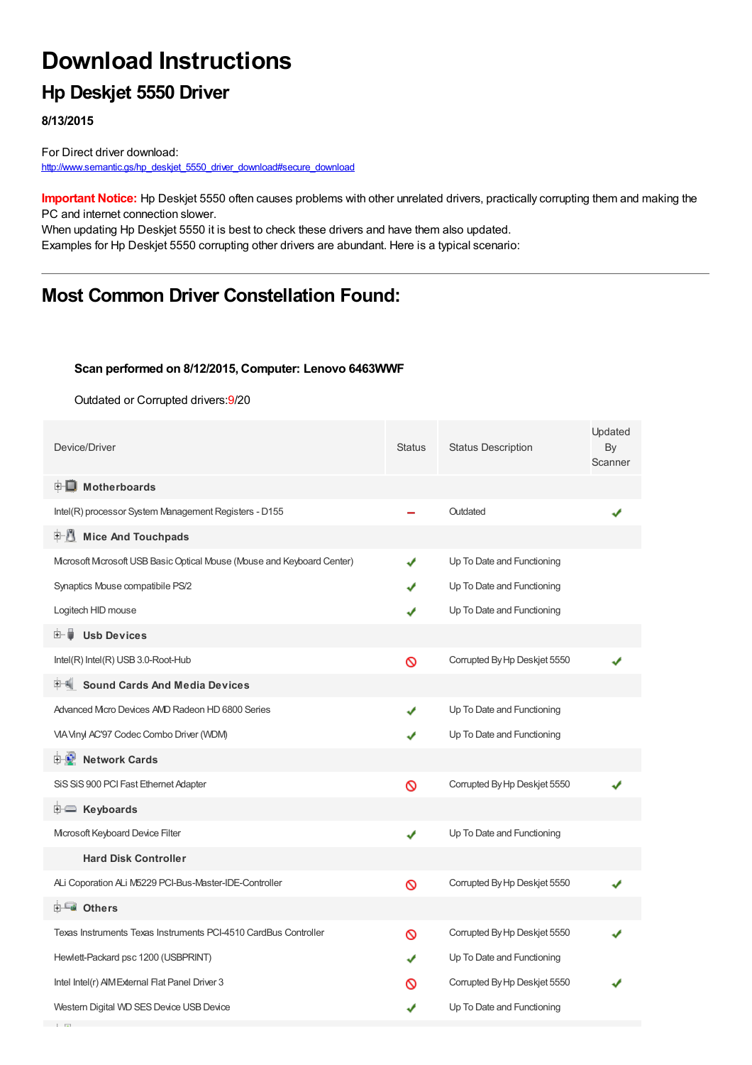# Download Instructions

## Hp Deskjet 5550 Driver

**8/13/2015**

For Direct driver download:
http://www.semantic.gs/hp_deskjet_5550_driver_download#secure_download

**Important Notice:** Hp Deskjet 5550 often causes problems with other unrelated drivers, practically corrupting them and making the PC and internet connection slower.
When updating Hp Deskjet 5550 it is best to check these drivers and have them also updated.
Examples for Hp Deskjet 5550 corrupting other drivers are abundant. Here is a typical scenario:

---

## Most Common Driver Constellation Found:

**Scan performed on 8/12/2015, Computer: Lenovo 6463WWF**

Outdated or Corrupted drivers:9/20

| Device/Driver | Status | Status Description | Updated By Scanner |
|---|---|---|---|
| **Motherboards** | | | |
| Intel(R) processor System Management Registers - D155 | – | Outdated | ✔ |
| **Mice And Touchpads** | | | |
| Microsoft Microsoft USB Basic Optical Mouse (Mouse and Keyboard Center) | ✔ | Up To Date and Functioning | |
| Synaptics Mouse compatibile PS/2 | ✔ | Up To Date and Functioning | |
| Logitech HID mouse | ✔ | Up To Date and Functioning | |
| **Usb Devices** | | | |
| Intel(R) Intel(R) USB 3.0-Root-Hub | 🚫 | Corrupted By Hp Deskjet 5550 | ✔ |
| **Sound Cards And Media Devices** | | | |
| Advanced Micro Devices AMD Radeon HD 6800 Series | ✔ | Up To Date and Functioning | |
| VIA Vinyl AC'97 Codec Combo Driver (WDM) | ✔ | Up To Date and Functioning | |
| **Network Cards** | | | |
| SiS SiS 900 PCI Fast Ethernet Adapter | 🚫 | Corrupted By Hp Deskjet 5550 | ✔ |
| **Keyboards** | | | |
| Microsoft Keyboard Device Filter | ✔ | Up To Date and Functioning | |
| **Hard Disk Controller** | | | |
| ALi Coporation ALi M5229 PCI-Bus-Master-IDE-Controller | 🚫 | Corrupted By Hp Deskjet 5550 | ✔ |
| **Others** | | | |
| Texas Instruments Texas Instruments PCI-4510 CardBus Controller | 🚫 | Corrupted By Hp Deskjet 5550 | ✔ |
| Hewlett-Packard psc 1200 (USBPRINT) | ✔ | Up To Date and Functioning | |
| Intel Intel(r) AIM External Flat Panel Driver 3 | 🚫 | Corrupted By Hp Deskjet 5550 | ✔ |
| Western Digital WD SES Device USB Device | ✔ | Up To Date and Functioning | |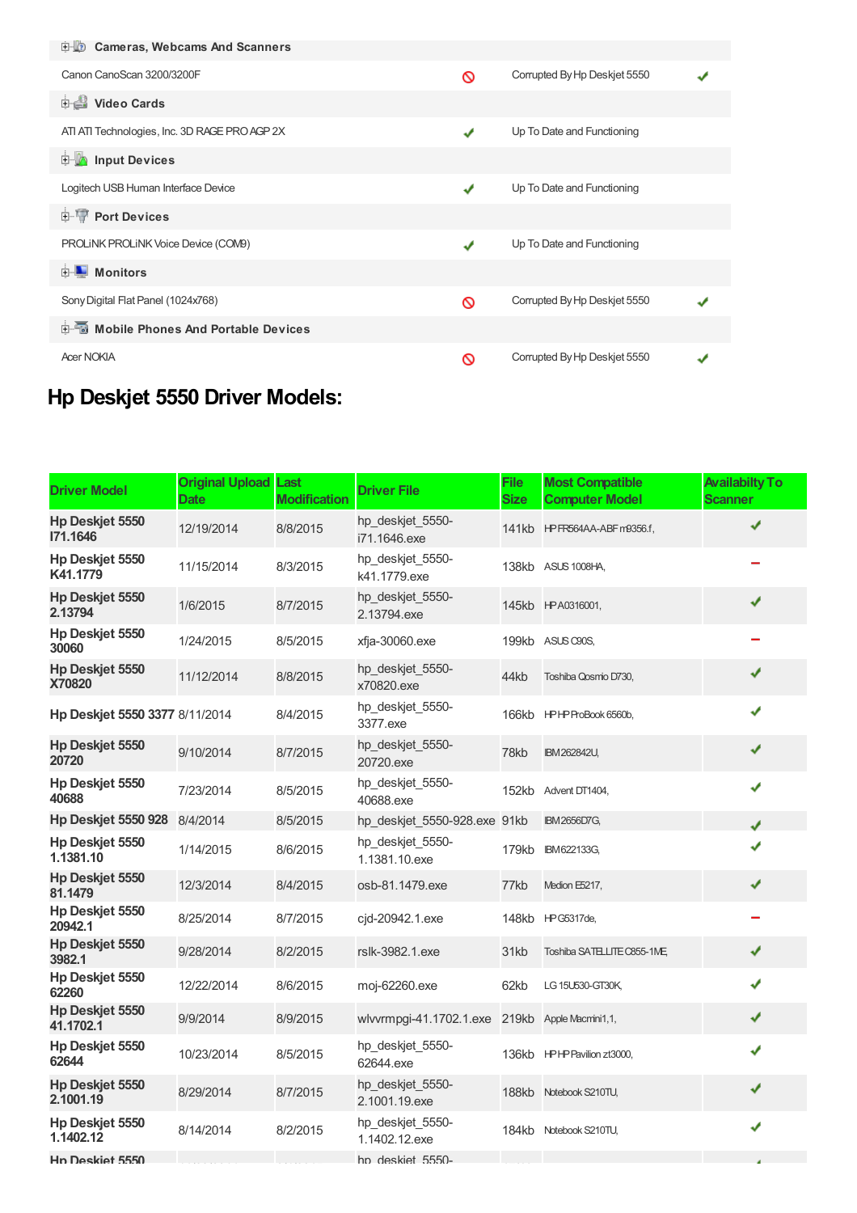| | | | |
|---|---|---|---|
| **Cameras, Webcams And Scanners** | | | |
| Canon CanoScan 3200/3200F | 🚫 | Corrupted By Hp Deskjet 5550 | ✔ |
| **Video Cards** | | | |
| ATI ATI Technologies, Inc. 3D RAGE PRO AGP 2X | ✔ | Up To Date and Functioning | |
| **Input Devices** | | | |
| Logitech USB Human Interface Device | ✔ | Up To Date and Functioning | |
| **Port Devices** | | | |
| PROLiNK PROLiNK Voice Device (COM9) | ✔ | Up To Date and Functioning | |
| **Monitors** | | | |
| Sony Digital Flat Panel (1024x768) | 🚫 | Corrupted By Hp Deskjet 5550 | ✔ |
| **Mobile Phones And Portable Devices** | | | |
| Acer NOKIA | 🚫 | Corrupted By Hp Deskjet 5550 | ✔ |

## Hp Deskjet 5550 Driver Models:

| Driver Model | Original Upload Date | Last Modification | Driver File | File Size | Most Compatible Computer Model | Availabilty To Scanner |
|---|---|---|---|---|---|---|
| Hp Deskjet 5550 I71.1646 | 12/19/2014 | 8/8/2015 | hp_deskjet_5550-i71.1646.exe | 141kb | HP FR564AA-ABF m9356.f, | ✔ |
| Hp Deskjet 5550 K41.1779 | 11/15/2014 | 8/3/2015 | hp_deskjet_5550-k41.1779.exe | 138kb | ASUS 1008HA, | − |
| Hp Deskjet 5550 2.13794 | 1/6/2015 | 8/7/2015 | hp_deskjet_5550-2.13794.exe | 145kb | HP A0316001, | ✔ |
| Hp Deskjet 5550 30060 | 1/24/2015 | 8/5/2015 | xfja-30060.exe | 199kb | ASUS C90S, | − |
| Hp Deskjet 5550 X70820 | 11/12/2014 | 8/8/2015 | hp_deskjet_5550-x70820.exe | 44kb | Toshiba Qosmio D730, | ✔ |
| Hp Deskjet 5550 3377 | 8/11/2014 | 8/4/2015 | hp_deskjet_5550-3377.exe | 166kb | HP HP ProBook 6560b, | ✔ |
| Hp Deskjet 5550 20720 | 9/10/2014 | 8/7/2015 | hp_deskjet_5550-20720.exe | 78kb | IBM 262842U, | ✔ |
| Hp Deskjet 5550 40688 | 7/23/2014 | 8/5/2015 | hp_deskjet_5550-40688.exe | 152kb | Advent DT1404, | ✔ |
| Hp Deskjet 5550 928 | 8/4/2014 | 8/5/2015 | hp_deskjet_5550-928.exe | 91kb | IBM 2656D7G, | ✔ |
| Hp Deskjet 5550 1.1381.10 | 1/14/2015 | 8/6/2015 | hp_deskjet_5550-1.1381.10.exe | 179kb | IBM 622133G, | ✔ |
| Hp Deskjet 5550 81.1479 | 12/3/2014 | 8/4/2015 | osb-81.1479.exe | 77kb | Medion E5217, | ✔ |
| Hp Deskjet 5550 20942.1 | 8/25/2014 | 8/7/2015 | cjd-20942.1.exe | 148kb | HP G5317de, | − |
| Hp Deskjet 5550 3982.1 | 9/28/2014 | 8/2/2015 | rslk-3982.1.exe | 31kb | Toshiba SATELLITE C855-1ME, | ✔ |
| Hp Deskjet 5550 62260 | 12/22/2014 | 8/6/2015 | moj-62260.exe | 62kb | LG 15U530-GT30K, | ✔ |
| Hp Deskjet 5550 41.1702.1 | 9/9/2014 | 8/9/2015 | wlvvrmpgi-41.1702.1.exe | 219kb | Apple Macmini1,1, | ✔ |
| Hp Deskjet 5550 62644 | 10/23/2014 | 8/5/2015 | hp_deskjet_5550-62644.exe | 136kb | HP HP Pavilion zt3000, | ✔ |
| Hp Deskjet 5550 2.1001.19 | 8/29/2014 | 8/7/2015 | hp_deskjet_5550-2.1001.19.exe | 188kb | Notebook S210TU, | ✔ |
| Hp Deskjet 5550 1.1402.12 | 8/14/2014 | 8/2/2015 | hp_deskjet_5550-1.1402.12.exe | 184kb | Notebook S210TU, | ✔ |
| Hp Deskjet 5550 | | | hp_deskjet_5550- | | | |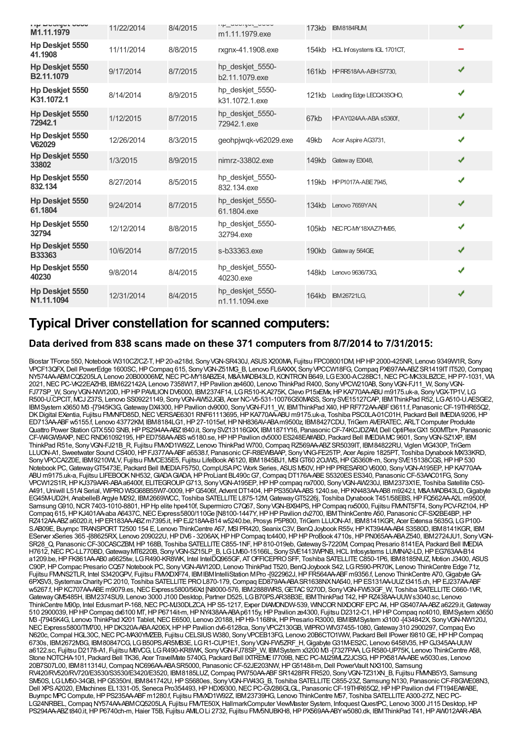| | | | | | | |
|---|---|---|---|---|---|---|
| Hp Deskjet 5550 M1.11.1979 | 11/22/2014 | 8/4/2015 | hp_deskjet_5550-m1.11.1979.exe | 173kb | IBM8184RUM, | ✔ |
| Hp Deskjet 5550 41.1908 | 11/11/2014 | 8/8/2015 | rxgnx-41.1908.exe | 154kb | HCL Infosystems IGL 1701CT, | – |
| Hp Deskjet 5550 B2.11.1079 | 9/17/2014 | 8/7/2015 | hp_deskjet_5550-b2.11.1079.exe | 161kb | HP RR518AA-ABH S7730, | ✔ |
| Hp Deskjet 5550 K31.1072.1 | 8/14/2014 | 8/9/2015 | hp_deskjet_5550-k31.1072.1.exe | 121kb | Leading Edge LECQ43SOHO, | ✔ |
| Hp Deskjet 5550 72942.1 | 1/12/2015 | 8/7/2015 | hp_deskjet_5550-72942.1.exe | 67kb | HP AY024AA-ABA s5360f, | ✔ |
| Hp Deskjet 5550 V62029 | 12/26/2014 | 8/3/2015 | geohpjwqk-v62029.exe | 49kb | Acer Aspire AG3731, | ✔ |
| Hp Deskjet 5550 33802 | 1/3/2015 | 8/9/2015 | nimrz-33802.exe | 149kb | Gateway E3048, | ✔ |
| Hp Deskjet 5550 832.134 | 8/27/2014 | 8/5/2015 | hp_deskjet_5550-832.134.exe | 119kb | HP P1017A-ABE 7945, | ✔ |
| Hp Deskjet 5550 61.1804 | 9/24/2014 | 8/7/2015 | hp_deskjet_5550-61.1804.exe | 134kb | Lenovo 7659YAN, | ✔ |
| Hp Deskjet 5550 32794 | 12/12/2014 | 8/8/2015 | hp_deskjet_5550-32794.exe | 105kb | NEC PC-MY18XAZ7HM95, | ✔ |
| Hp Deskjet 5550 B33363 | 10/6/2014 | 8/7/2015 | s-b33363.exe | 190kb | Gateway 564GE, | ✔ |
| Hp Deskjet 5550 40230 | 9/8/2014 | 8/4/2015 | hp_deskjet_5550-40230.exe | 148kb | Lenovo 9636/73G, | ✔ |
| Hp Deskjet 5550 N1.11.1094 | 12/31/2014 | 8/4/2015 | hp_deskjet_5550-n1.11.1094.exe | 164kb | IBM 26721LG, | ✔ |

## Typical Driver constellation for scanned computers:

### Data derived from 838 scans made on these 371 computers from 8/7/2014 to 7/31/2015:

Biostar TForce 550, Notebook W310CZ/CZ-T, HP 20-a218d, Sony VGN-SR430J, ASUS X200MA, Fujitsu FPC08001DM, HP HP 2000-425NR, Lenovo 9349W1R, Sony VPCF13QFX, Dell PowerEdge 1600SC, HP Compaq 615, Sony VGN-Z51MG_B, Lenovo FL6AXXX, Sony VPCCW18FG, Compaq PX697AA-ABZ SR1419IT IT520, Compaq NY574AA-ABM CQ5205LA, Lenovo 20B00006MZ, NEC PC-MY18ABZE4, M&A MADB43LD, KONTRON B649, LG E300-A.C28BC1, NEC PC-MK33LBZCE, HP P7-1031, VIA 2021, NEC PC-VK22EAZHB, IBM 622142A, Lenovo 7358W17, HP Pavilion ze4600, Lenovo ThinkPad R400, Sony VPCW210AB, Sony VGN-FJ11_W, Sony VGN-FJ77SP_W, Sony VGN-NW120D, HP HP PAVILION DV6000, IBM 2374F14, LG R510-K.A275K, Clevo P15xEMx, HP KA770AA-ABU m9175.uk-a, Sony VGX-TP1V, LG R500-U.CPCIT, MCJ Z37S, Lenovo SS09221149, Sony VGN-AW52JGB, Acer NC-V5-531-10076G50MASS, Sony SVE15127CAP, IBM ThinkPad R52, LG A510-U.AESGE2, IBM System x3650 M3 -[7945K3G, Gateway DX4300, HP Pavilion dv9000, Sony VGN-FJ11_W, IBM ThinkPad X40, HP RF772AA-ABF t3611.f, Panasonic CF-19THR65Q2, DK Digital EXentia, Fujitsu FMVNFD85D, NEC VERSAE6301 RNF61113695, HP KA770AA-ABU m9175.uk-a, Toshiba PSC0LA-01C01H, Packard Bell IMEDIA 9206, HP ED713AA-ABF w5155.f, Lenovo 43772KM, IBM 8184LG1, HP 27-1015ef, HP NH836AV-ABA m9500z, IBM 8427CDU, TriGem AVERATEC, ARLT Computer Produkte Quattro Power Station GTX 550 SNB, HP PS294AA-ABZ t840.it, Sony SVZ13116GXX, IBM 1871Y16, Panasonic CF-74KCJDZAM, Dell OptiPlex GX1 500MTbr+, Panasonic CF-W4GW9AXP, NEC RND61092195, HP ED758AA-ABS w5180.se, HP HP Pavilion dv5000 ES248EA#ABD, Packard Bell IMEDIA MC 9601, Sony VGN-SZ1XP, IBM ThinkPad R51e, Sony VGN-FJ21B_R, Fujitsu FMVXD1W92Z, Lenovo ThinkPad W700, Compaq RZ569AA-ABZ SR5039IT, IBM 84822RU, Viglen VIG430P, TriGem LLUON-A1, Sweetwater Sound CS400, HP FJ377AA-ABF a6538.f, Panasonic CF-R8EWBAAP, Sony VNG-FE25TP, Acer Aspire 1825PT, Toshiba Dynabook MX/33KRD, Sony VPCCA2Z0E, IBM 9210WLV, Fujitsu FMVCE35E5, Fujitsu LifeBook A6120, IBM 1845BJ1, MSI GT60 2OJWS, HP G5360fr-m, Sony SVE15138CGS, HP HP 530 Notebook PC, Gateway GT5473E, Packard Bell IMEDIA F5750, CompUSA PC Work Series, ASUS M50V, HP HP PRESARIO V6000, Sony VGN-A195EP, HP KA770AA-ABU m9175.uk-a, Fujitsu LIFEBOOK NH532, GIADA GIADA, HP ProLiant BL490c G7, Compaq DT176A-ABE S5320ES ES340, Panasonic CF-53AAC01FG, Sony VPCW12S1R, HP KJ379AAR-ABA a6400f, ELITEGROUP G713, Sony VGN-A195EP, HP HP compaq nx7000, Sony VGN-AW230J, IBM 2373X1E, Toshiba Satellite C50-A491, Uniwill L51AI Serial, WIPRO WSG68B55W7-0009, HP G5406f, Advent DT1404, HP PS350AA-ABS 1240.se, HP KN483AA-AB8 m9242.t, M&A MADB43LD, Gigabyte EG45M-UD2H, AnabelleB Argyle M292, IBM 2669WCC, Toshiba SATELLITE L875-12M, Gateway GT5226j, Toshiba Dynabook T451/58EBS, HP FQ562AA-A2L m9500f, Samsung G910, NCR 7403-1010-8801, HP Hp elite hpe410f, Supermicro C7Q67, Sony VGN-BX94PS, HP Compaq nx5000, Fujitsu FMVNT5FT4, Sony PCV-RZ104, HP Compaq 615, HP KJ401AA-aba A6437C, NEC Express5800/110Ge [N8100-1447Y, HP HP Pavilion dv2700, IBM ThinkCentre A50, Panasonic CF-SX2BE4BP, HP RZ412AA-ABZ a6020.it, HP ER183AA-ABZ m7395.it, HP EJ218AA-B14 w5240.be, Prosys P5P800, TriGem LLUON-A1, IBM 8141KGR, Acer Extensa 5635G, LG P100-S.AB09E, Buympc TRANSPORT T2500 154 E, Lenovo ThinkCentre A57, MSI PR420, Seanix C3V, BenQ Joybook R55v, HP KT394AA-AB4 S3580D, IBM 8141KGR, IBM EServer xSeries 365 -[88625RX, Lenovo 209022U, HP DV6 - 3206AX, HP HP Compaq tc4400, HP HP ProBook 4710s, HP PN065AA-ABA Z540, IBM 2724JU1, Sony VGN-SR28_Q, Panasonic CF-30CASCZBM, HP 168B, Toshiba SATELLITE C855-1NF, HP 810-019eb, Gateway S-7220M, Compaq Presario 8141EA, Packard Bell IMEDIA H7612, NEC PC-LL770BD, Gateway MT6220B, Sony VGN-SZ15LP_B, LG LM60-15166L, Sony SVE1413WPNB, HCL Infosystems LUMINA2-LD, HP EG763AA-B14 a1209.be, HP FK861AA-AB0 a6625tw, LG R490-KR8WK, Intel InteIDQ965GF, AT OFFICEPRO SFF, Toshiba SATELLITE C850-1P6, IBM 8185NUZ, Motion J3400, ASUS C90P, HP Compac Presario CQ57 Notebook PC, Sony VGN-AW120D, Lenovo ThinkPad T520, BenQ Joybook S42, LG R590-PR70K, Lenovo ThinkCentre Edge 71z, Fujitsu FMVNS2TLR, Intel S3420GPV, Fujitsu FMVXDXF74, IBM IBM IntelliStation M Pro -[922962J, HP FR564AA-ABF m9356.f, Lenovo ThinkCentre A70, Gigabyte GA-6PXSV3, Systemax Charity PC 2010, Toshiba SATELLITE PRO L870-179, Compaq ED879AA-ABA SR1638NX NA540, HP ES131AA-UUZ t3415.ch, HP EJ237AA-ABF w5267.f, HP KC707AA-ABE m9079.es, NEC Express5800/56Xd [N8000-576, IBM 2888WRS, GETAC 9270D, Sony VGN-FW53GF_W, Toshiba SATELLITE C660-1VR, Gateway GM5485H, IBM 2374SU9, Lenovo 3000 J100 Desktop, Partner D525, LG B70PS.AR38B3E, IBM ThinkPad T42, HP RZ438AA-UUW s3040.sc, Lenovo ThinkCentre M90p, Intel Edusmart P-168, NEC PC-MJ30DLZCA, HP S5-1217, Exper DIAMONDW-539, WINCOR NIXDORF EPC A4, HP GS407AA-ABZ a6229.it, Gateway 510 2900039, HP HP Compaq dx6100 MT, HP P6714it-m, HP NY438AA-ABA p6115y, HP Pavilion ze4300, Fujitsu D2312-C1, HP HP Compaq nc4010, IBM System x3650 M3 -[7945K4G, Lenovo ThinkPad X201 Tablet, NEC E6500, Lenovo 20188, HP H9-1168hk, HP Presario R3000, IBM IBM System x3100 -[434842X, Sony VGN-NW120J, NEC Express5800/TM700, HP DK320A-ABA A206X, HP HP Pavilion dv6-6128ca, Sony VPCZ130GB, WIPRO WIV37455-1080, Gateway 310 2900297, Compaq Evo N620c, Compal HGL30C, NEC PC-MA30YMZEB, Fujitsu CELSIUS W380, Sony VPCEB13FG, Lenovo 20B6CTO1WW, Packard Bell IPower I9810 GE, HP HP Compaq 6730s, IBM 2672M3G, IBM 80847CG, LG B50PS.AR5MB3E, LG R1-CUP1E1, Sony VGN-FW5ZRF_H, Gigabyte G31M-ES2C, Lenovo 6458V35, HP GJ345AA-UUW a6122.sc, Fujitsu D2178-A1, Fujitsu M6VCG, LG R490-KR8WK, Sony VGN-FJ78SP_W, IBM System x3200 M3 -[7327PAA, LG R580-UP75K, Lenovo ThinkCentre A58, Stone NOTCHA-101, Packard Bell TK36, Acer TravelMate 5740G, Packard Bell IXTREME I7709B, NEC PC-MJ29MLZ2JCSG, HP PX581AA-ABE w5030.es, Lenovo 20B7S07L00, IBM 811314U, Compaq NC696AA-ABA SR5000, Panasonic CF-52JE203NW, HP G5148it-m, Dell PowerVault NX3100, Samsung RV420/RV520/RV720/E3530/S3530/E3420/E3520, IBM 8185LUZ, Compaq PW750AA-ABF SR1428FR FR520, Sony VGN-TZ31XN_B, Fujitsu FMVNB5Y3, Samsung SM50S, LG LM50-34GB, HP G5350nl, IBM 841742U, HP S5680es, Sony VGN-FW43G_B, Toshiba SATELLITE C855-23Z, Samsung N130, Panasonic CF-F8GWE08N3, Dell XPS A2020, EMachines EL1331-05, Seneca Pro354493, HP HDX9300, NEC PC-GV286GLGL, Panasonic CF-19THR65Q2, HP HP Pavilion dv4 FT194EA#ABE, Buympc MPC Compute, HP PS235AA-ABF m1280.f, Fujitsu FMVXD1W92Z, IBM 23739HG, Lenovo ThinkCentre M57, Toshiba SATELLITE A300-27Z, NEC PC-LG24NRBEL, Compaq NY574AA-ABM CQ5205LA, Fujitsu FMVTE50X, HallmarkComputer ViewMaster System, Infoquest QuestPC, Lenovo 3000 J115 Desktop, HP PS294AA-ABZ t840.it, HP P6740ch-m, Haier T5B, Fujitsu AMILO Li 2732, Fujitsu FMV5NUBKH8, HP PX569AA-ABY w5080.dk, IBM ThinkPad T41, HP AW012AAR-ABA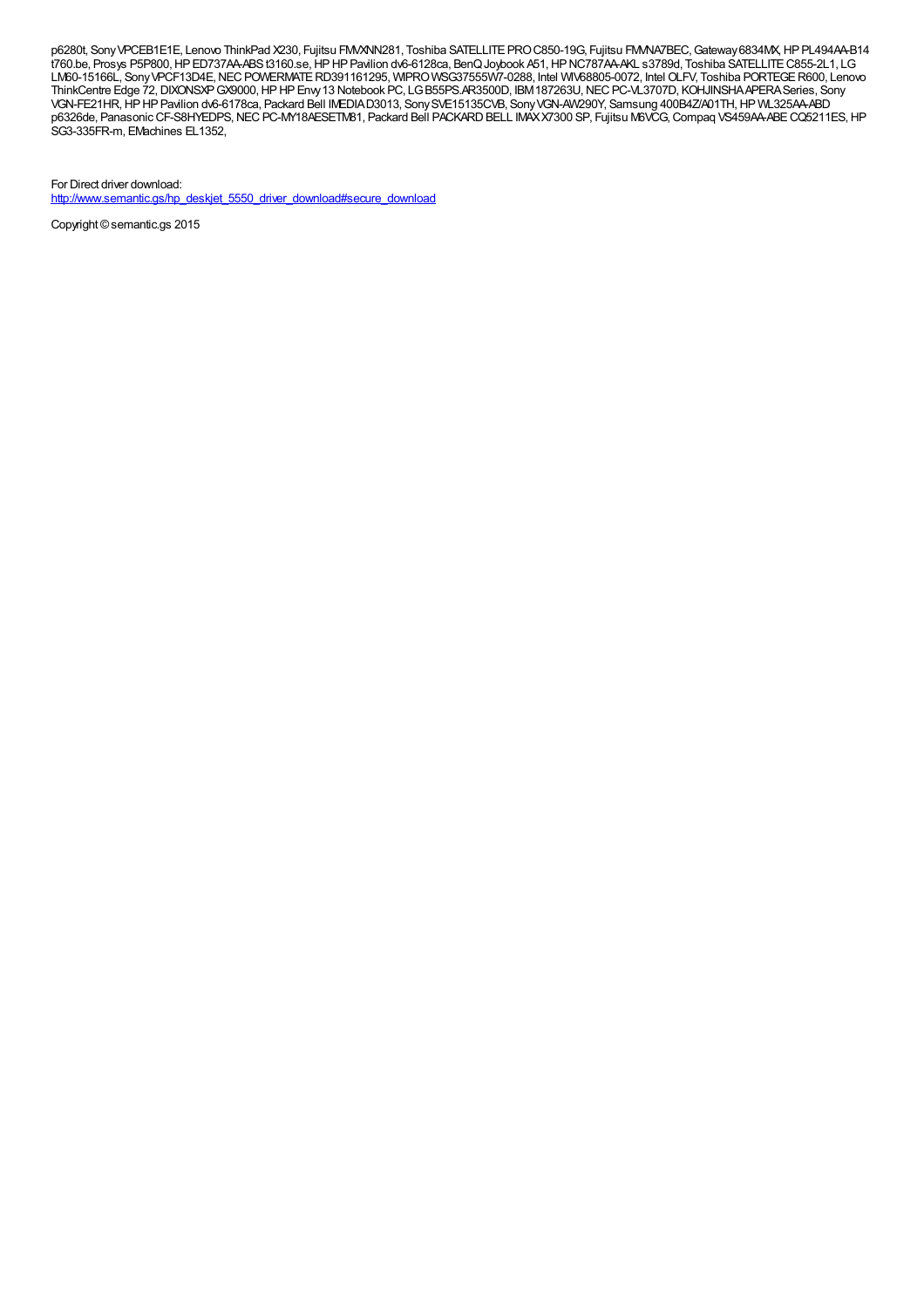p6280t, Sony VPCEB1E1E, Lenovo ThinkPad X230, Fujitsu FMVXNN281, Toshiba SATELLITE PRO C850-19G, Fujitsu FMVNA7BEC, Gateway 6834MX, HP PL494AA-B14 t760.be, Prosys P5P800, HP ED737AA-ABS t3160.se, HP HP Pavilion dv6-6128ca, BenQ Joybook A51, HP NC787AA-AKL s3789d, Toshiba SATELLITE C855-2L1, LG LM60-15166L, Sony VPCF13D4E, NEC POWERMATE RD391161295, WIPRO WSG37555W7-0288, Intel WIV68805-0072, Intel OLFV, Toshiba PORTEGE R600, Lenovo ThinkCentre Edge 72, DIXONSXP GX9000, HP HP Envy 13 Notebook PC, LG B55PS.AR3500D, IBM 187263U, NEC PC-VL3707D, KOHJINSHA APERA Series, Sony VGN-FE21HR, HP HP Pavilion dv6-6178ca, Packard Bell IMEDIA D3013, Sony SVE15135CVB, Sony VGN-AW290Y, Samsung 400B4Z/A01TH, HP WL325AA-ABD p6326de, Panasonic CF-S8HYEDPS, NEC PC-MY18AESETM81, Packard Bell PACKARD BELL IMAX X7300 SP, Fujitsu M6VCG, Compaq VS459AA-ABE CQ5211ES, HP SG3-335FR-m, EMachines EL1352,

For Direct driver download:
http://www.semantic.gs/hp_deskjet_5550_driver_download#secure_download

Copyright © semantic.gs 2015